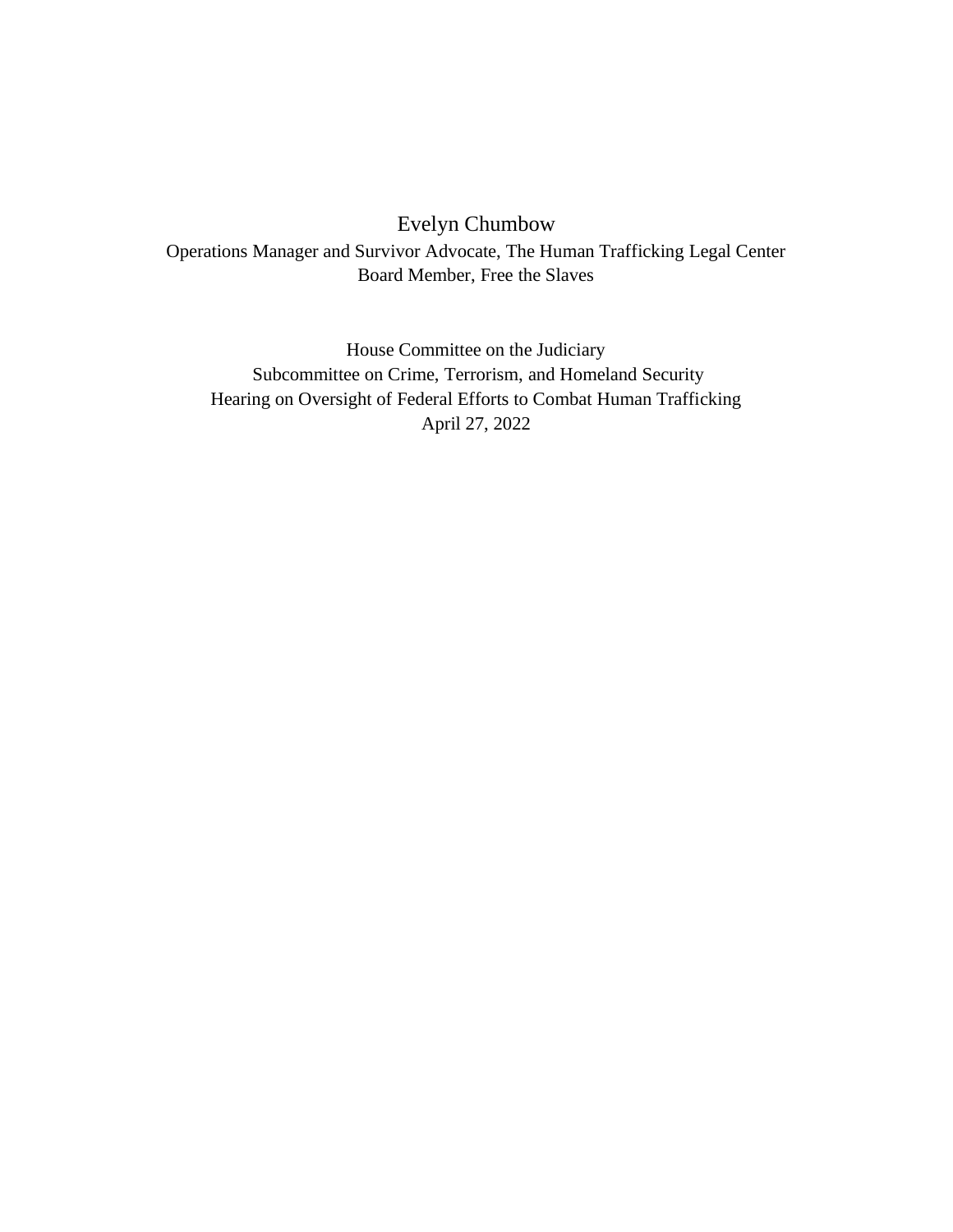Evelyn Chumbow

Operations Manager and Survivor Advocate, The Human Trafficking Legal Center

Board Member, Free the Slaves

House Committee on the Judiciary

Subcommittee on Crime, Terrorism, and Homeland Security

Hearing on Oversight of Federal Efforts to Combat Human Trafficking

April 27, 2022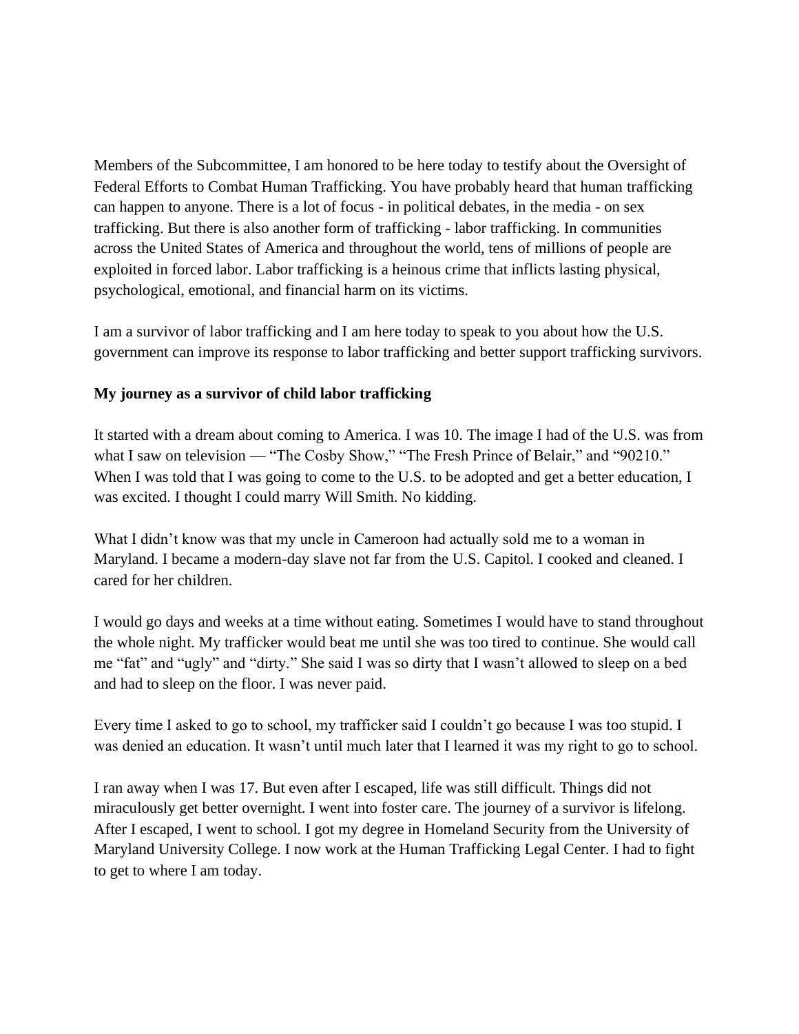Members of the Subcommittee, I am honored to be here today to testify about the Oversight of Federal Efforts to Combat Human Trafficking. You have probably heard that human trafficking can happen to anyone. There is a lot of focus - in political debates, in the media - on sex trafficking. But there is also another form of trafficking - labor trafficking. In communities across the United States of America and throughout the world, tens of millions of people are exploited in forced labor. Labor trafficking is a heinous crime that inflicts lasting physical, psychological, emotional, and financial harm on its victims.

I am a survivor of labor trafficking and I am here today to speak to you about how the U.S. government can improve its response to labor trafficking and better support trafficking survivors.

**My journey as a survivor of child labor trafficking**

It started with a dream about coming to America. I was 10. The image I had of the U.S. was from what I saw on television — "The Cosby Show," "The Fresh Prince of Belair," and "90210." When I was told that I was going to come to the U.S. to be adopted and get a better education, I was excited. I thought I could marry Will Smith. No kidding.

What I didn't know was that my uncle in Cameroon had actually sold me to a woman in Maryland. I became a modern-day slave not far from the U.S. Capitol. I cooked and cleaned. I cared for her children.

I would go days and weeks at a time without eating. Sometimes I would have to stand throughout the whole night. My trafficker would beat me until she was too tired to continue. She would call me "fat" and "ugly" and "dirty." She said I was so dirty that I wasn't allowed to sleep on a bed and had to sleep on the floor. I was never paid.

Every time I asked to go to school, my trafficker said I couldn't go because I was too stupid. I was denied an education. It wasn't until much later that I learned it was my right to go to school.

I ran away when I was 17. But even after I escaped, life was still difficult. Things did not miraculously get better overnight. I went into foster care. The journey of a survivor is lifelong. After I escaped, I went to school. I got my degree in Homeland Security from the University of Maryland University College. I now work at the Human Trafficking Legal Center. I had to fight to get to where I am today.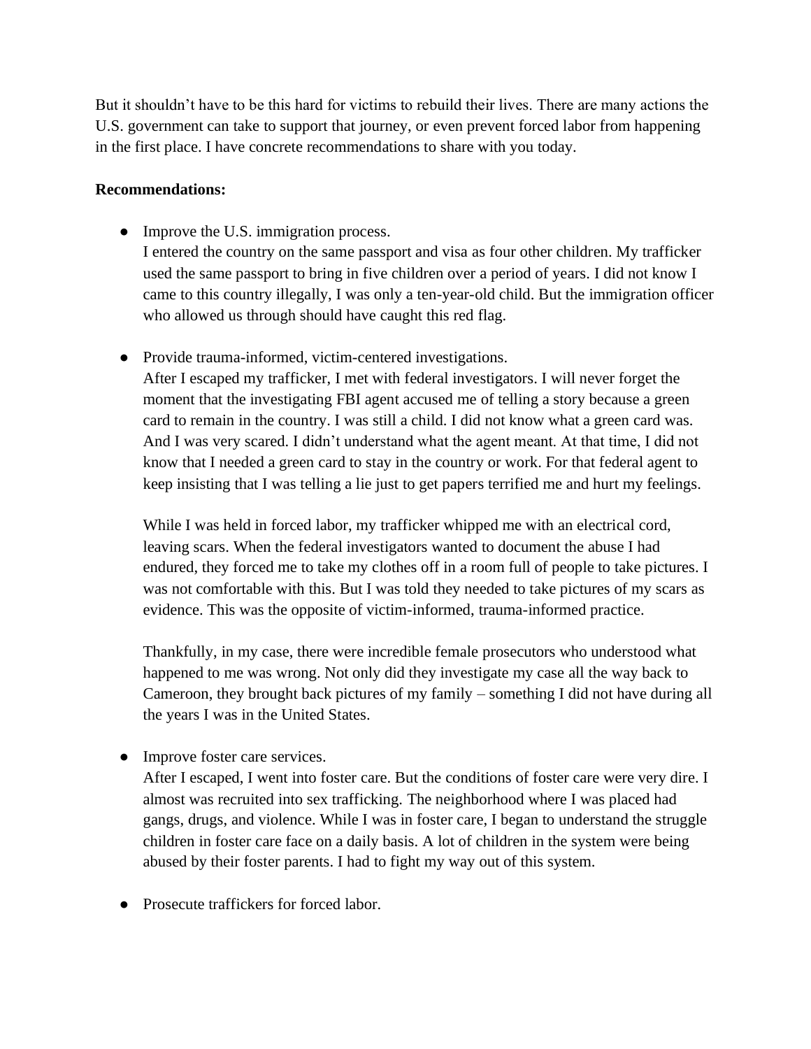But it shouldn't have to be this hard for victims to rebuild their lives. There are many actions the U.S. government can take to support that journey, or even prevent forced labor from happening in the first place. I have concrete recommendations to share with you today.

**Recommendations:**

- Improve the U.S. immigration process.
  I entered the country on the same passport and visa as four other children. My trafficker used the same passport to bring in five children over a period of years. I did not know I came to this country illegally, I was only a ten-year-old child. But the immigration officer who allowed us through should have caught this red flag.

- Provide trauma-informed, victim-centered investigations.
  After I escaped my trafficker, I met with federal investigators. I will never forget the moment that the investigating FBI agent accused me of telling a story because a green card to remain in the country. I was still a child. I did not know what a green card was. And I was very scared. I didn't understand what the agent meant. At that time, I did not know that I needed a green card to stay in the country or work. For that federal agent to keep insisting that I was telling a lie just to get papers terrified me and hurt my feelings.

  While I was held in forced labor, my trafficker whipped me with an electrical cord, leaving scars. When the federal investigators wanted to document the abuse I had endured, they forced me to take my clothes off in a room full of people to take pictures. I was not comfortable with this. But I was told they needed to take pictures of my scars as evidence. This was the opposite of victim-informed, trauma-informed practice.

  Thankfully, in my case, there were incredible female prosecutors who understood what happened to me was wrong. Not only did they investigate my case all the way back to Cameroon, they brought back pictures of my family – something I did not have during all the years I was in the United States.

- Improve foster care services.
  After I escaped, I went into foster care. But the conditions of foster care were very dire. I almost was recruited into sex trafficking. The neighborhood where I was placed had gangs, drugs, and violence. While I was in foster care, I began to understand the struggle children in foster care face on a daily basis. A lot of children in the system were being abused by their foster parents. I had to fight my way out of this system.

- Prosecute traffickers for forced labor.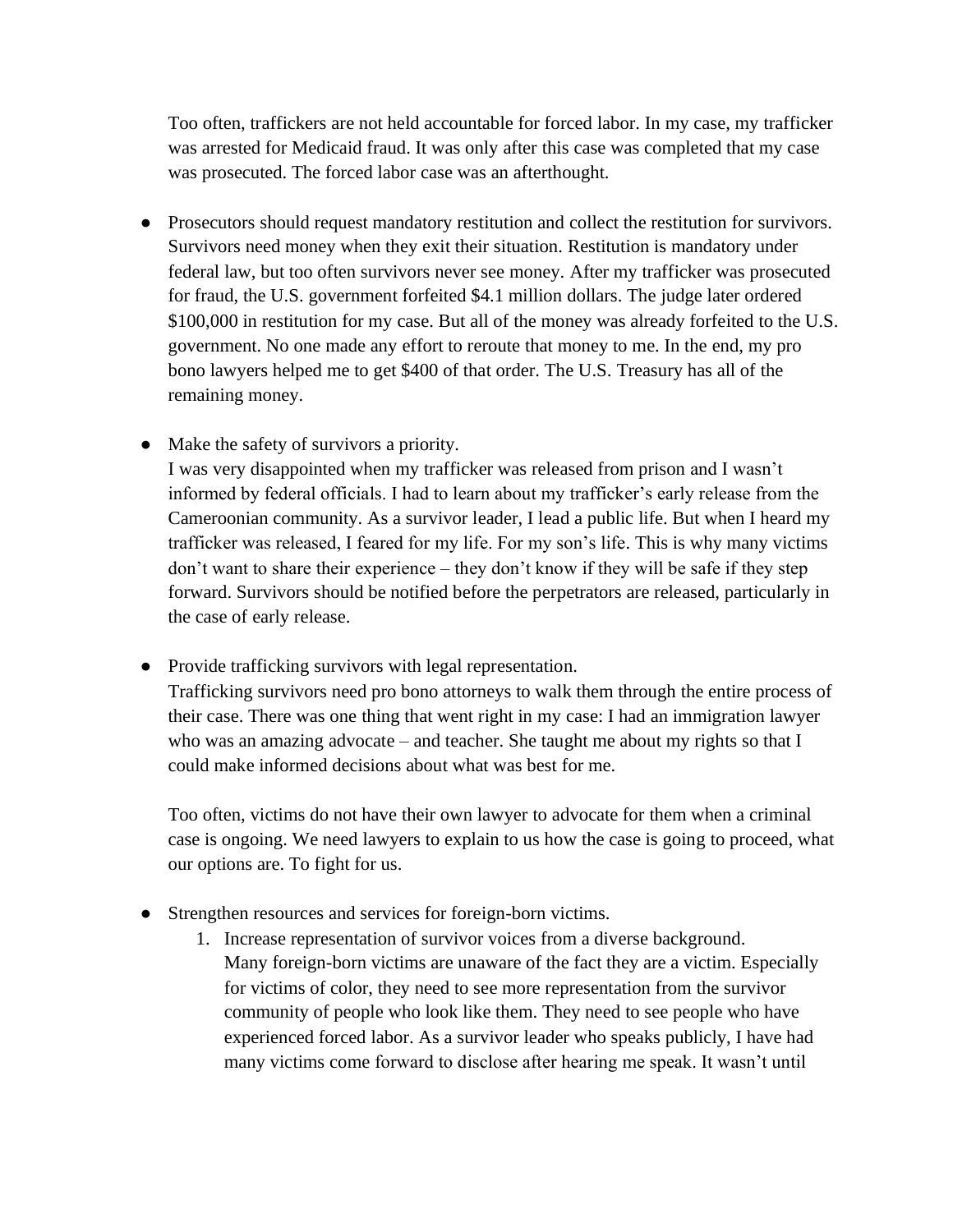Too often, traffickers are not held accountable for forced labor. In my case, my trafficker was arrested for Medicaid fraud. It was only after this case was completed that my case was prosecuted. The forced labor case was an afterthought.

- Prosecutors should request mandatory restitution and collect the restitution for survivors. Survivors need money when they exit their situation. Restitution is mandatory under federal law, but too often survivors never see money. After my trafficker was prosecuted for fraud, the U.S. government forfeited $4.1 million dollars. The judge later ordered $100,000 in restitution for my case. But all of the money was already forfeited to the U.S. government. No one made any effort to reroute that money to me. In the end, my pro bono lawyers helped me to get $400 of that order. The U.S. Treasury has all of the remaining money.

- Make the safety of survivors a priority.
  I was very disappointed when my trafficker was released from prison and I wasn't informed by federal officials. I had to learn about my trafficker's early release from the Cameroonian community. As a survivor leader, I lead a public life. But when I heard my trafficker was released, I feared for my life. For my son's life. This is why many victims don't want to share their experience – they don't know if they will be safe if they step forward. Survivors should be notified before the perpetrators are released, particularly in the case of early release.

- Provide trafficking survivors with legal representation.
  Trafficking survivors need pro bono attorneys to walk them through the entire process of their case. There was one thing that went right in my case: I had an immigration lawyer who was an amazing advocate – and teacher. She taught me about my rights so that I could make informed decisions about what was best for me.

  Too often, victims do not have their own lawyer to advocate for them when a criminal case is ongoing. We need lawyers to explain to us how the case is going to proceed, what our options are. To fight for us.

- Strengthen resources and services for foreign-born victims.
  1. Increase representation of survivor voices from a diverse background.
     Many foreign-born victims are unaware of the fact they are a victim. Especially for victims of color, they need to see more representation from the survivor community of people who look like them. They need to see people who have experienced forced labor. As a survivor leader who speaks publicly, I have had many victims come forward to disclose after hearing me speak. It wasn't until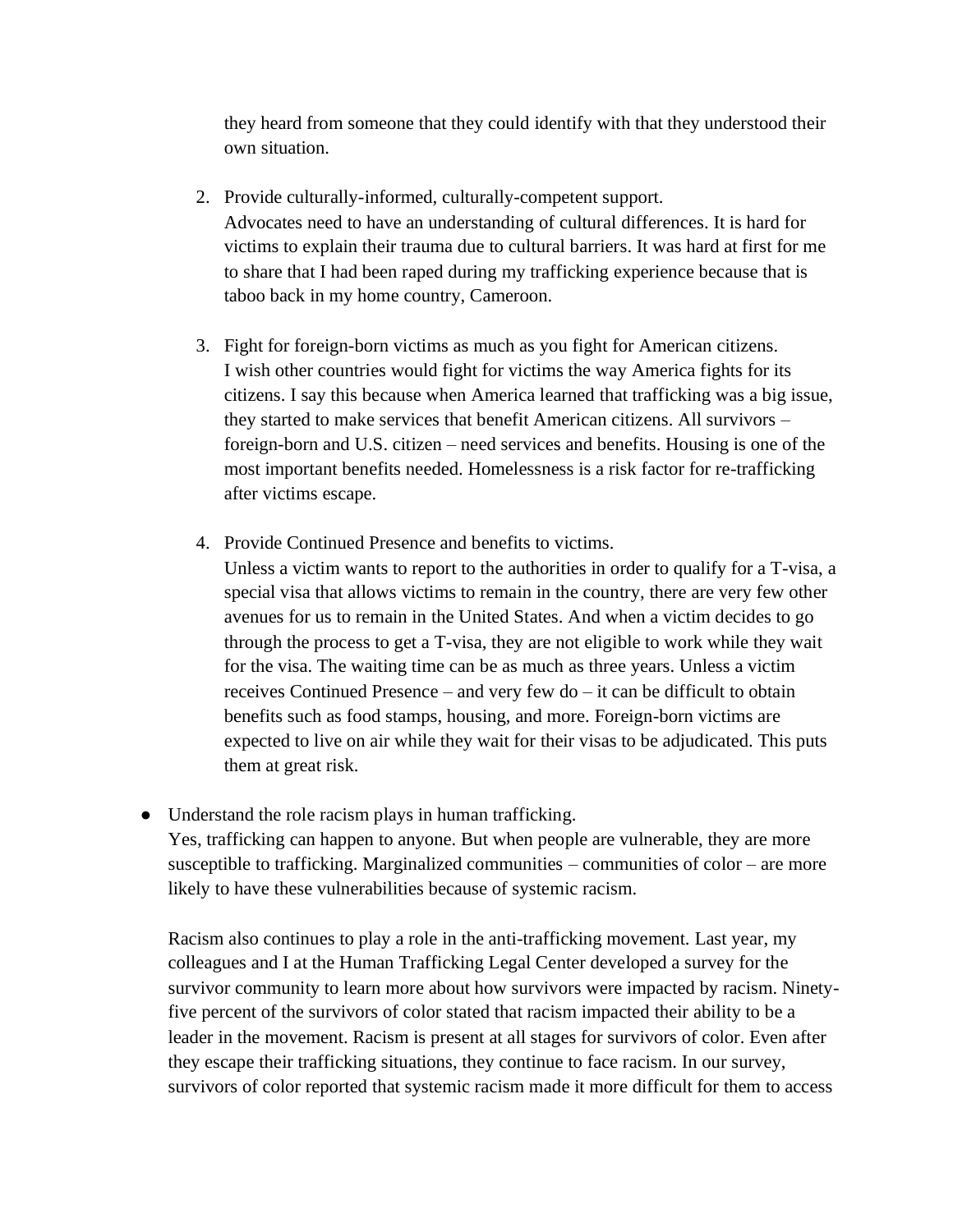they heard from someone that they could identify with that they understood their own situation.

2. Provide culturally-informed, culturally-competent support.
   Advocates need to have an understanding of cultural differences. It is hard for victims to explain their trauma due to cultural barriers. It was hard at first for me to share that I had been raped during my trafficking experience because that is taboo back in my home country, Cameroon.

3. Fight for foreign-born victims as much as you fight for American citizens.
   I wish other countries would fight for victims the way America fights for its citizens. I say this because when America learned that trafficking was a big issue, they started to make services that benefit American citizens. All survivors – foreign-born and U.S. citizen – need services and benefits. Housing is one of the most important benefits needed. Homelessness is a risk factor for re-trafficking after victims escape.

4. Provide Continued Presence and benefits to victims.
   Unless a victim wants to report to the authorities in order to qualify for a T-visa, a special visa that allows victims to remain in the country, there are very few other avenues for us to remain in the United States. And when a victim decides to go through the process to get a T-visa, they are not eligible to work while they wait for the visa. The waiting time can be as much as three years. Unless a victim receives Continued Presence – and very few do – it can be difficult to obtain benefits such as food stamps, housing, and more. Foreign-born victims are expected to live on air while they wait for their visas to be adjudicated. This puts them at great risk.

- Understand the role racism plays in human trafficking.
  Yes, trafficking can happen to anyone. But when people are vulnerable, they are more susceptible to trafficking. Marginalized communities – communities of color – are more likely to have these vulnerabilities because of systemic racism.

  Racism also continues to play a role in the anti-trafficking movement. Last year, my colleagues and I at the Human Trafficking Legal Center developed a survey for the survivor community to learn more about how survivors were impacted by racism. Ninety-five percent of the survivors of color stated that racism impacted their ability to be a leader in the movement. Racism is present at all stages for survivors of color. Even after they escape their trafficking situations, they continue to face racism. In our survey, survivors of color reported that systemic racism made it more difficult for them to access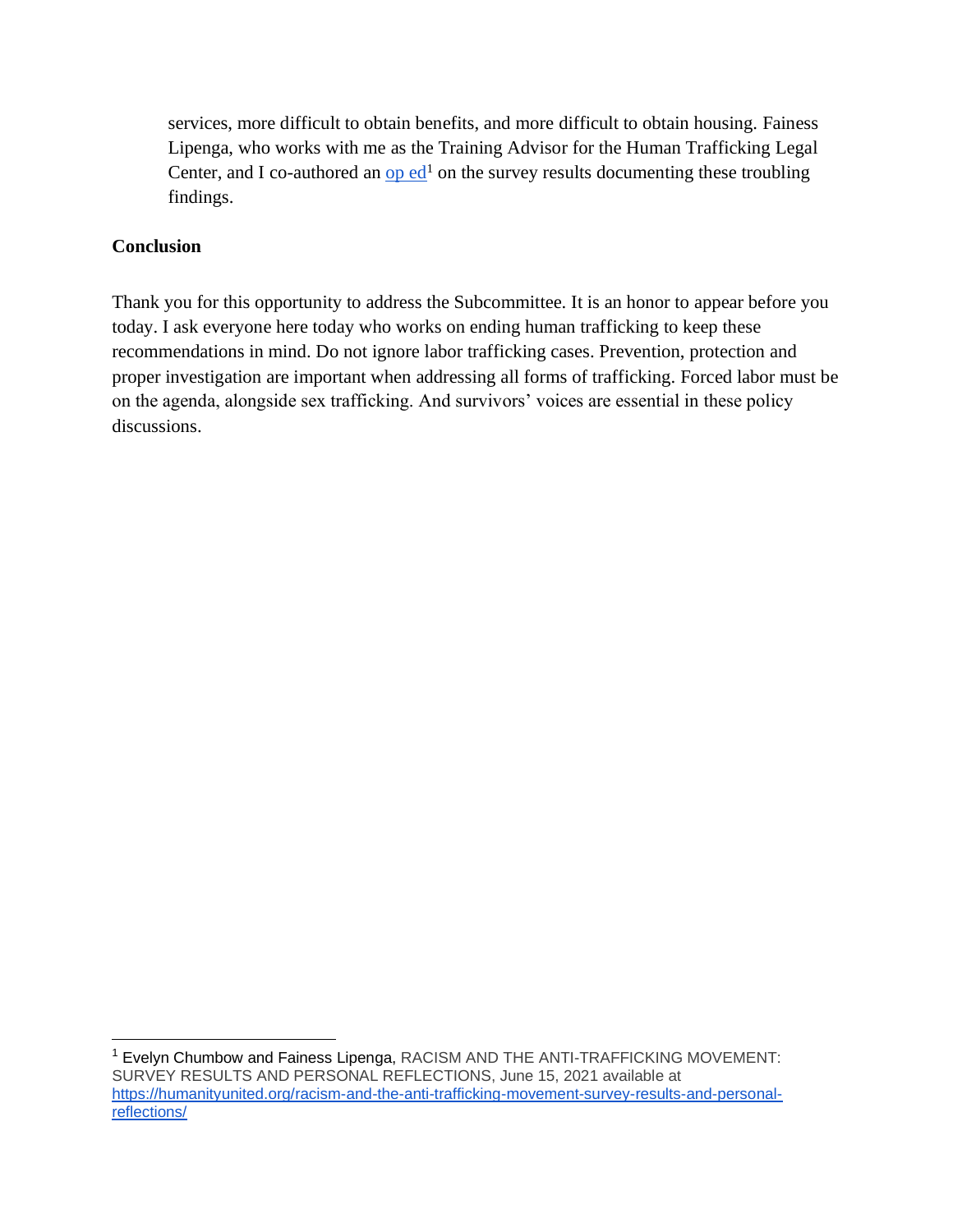services, more difficult to obtain benefits, and more difficult to obtain housing. Fainess Lipenga, who works with me as the Training Advisor for the Human Trafficking Legal Center, and I co-authored an op ed[1] on the survey results documenting these troubling findings.

**Conclusion**

Thank you for this opportunity to address the Subcommittee. It is an honor to appear before you today. I ask everyone here today who works on ending human trafficking to keep these recommendations in mind. Do not ignore labor trafficking cases. Prevention, protection and proper investigation are important when addressing all forms of trafficking. Forced labor must be on the agenda, alongside sex trafficking. And survivors' voices are essential in these policy discussions.

---

[1] Evelyn Chumbow and Fainess Lipenga, RACISM AND THE ANTI-TRAFFICKING MOVEMENT: SURVEY RESULTS AND PERSONAL REFLECTIONS, June 15, 2021 available at https://humanityunited.org/racism-and-the-anti-trafficking-movement-survey-results-and-personal-reflections/